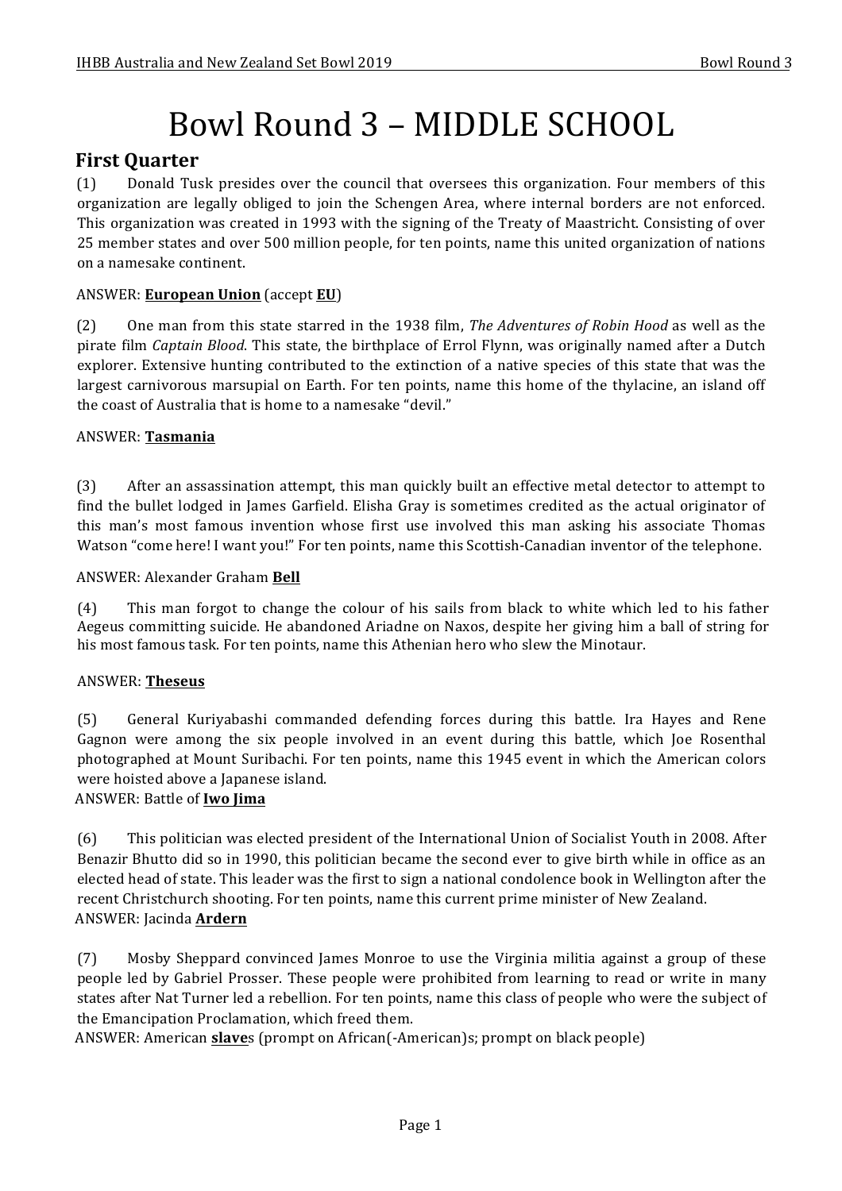# Bowl Round 3 – MIDDLE SCHOOL

## First Quarter

(1) Donald Tusk presides over the council that oversees this organization. Four members of this organization are legally obliged to join the Schengen Area, where internal borders are not enforced. This organization was created in 1993 with the signing of the Treaty of Maastricht. Consisting of over 25 member states and over 500 million people, for ten points, name this united organization of nations on a namesake continent.

ANSWER: **European Union** (accept **EU**)

(2) One man from this state starred in the 1938 film, *The Adventures of Robin Hood* as well as the pirate film *Captain Blood*. This state, the birthplace of Errol Flynn, was originally named after a Dutch explorer. Extensive hunting contributed to the extinction of a native species of this state that was the largest carnivorous marsupial on Earth. For ten points, name this home of the thylacine, an island off the coast of Australia that is home to a namesake "devil."

ANSWER: **Tasmania**

(3) After an assassination attempt, this man quickly built an effective metal detector to attempt to find the bullet lodged in James Garfield. Elisha Gray is sometimes credited as the actual originator of this man's most famous invention whose first use involved this man asking his associate Thomas Watson "come here! I want you!" For ten points, name this Scottish-Canadian inventor of the telephone.

ANSWER: Alexander Graham **Bell**

(4) This man forgot to change the colour of his sails from black to white which led to his father Aegeus committing suicide. He abandoned Ariadne on Naxos, despite her giving him a ball of string for his most famous task. For ten points, name this Athenian hero who slew the Minotaur.

ANSWER: **Theseus**

(5) General Kuriyabashi commanded defending forces during this battle. Ira Hayes and Rene Gagnon were among the six people involved in an event during this battle, which Joe Rosenthal photographed at Mount Suribachi. For ten points, name this 1945 event in which the American colors were hoisted above a Japanese island.

ANSWER: Battle of **Iwo Jima**

(6) This politician was elected president of the International Union of Socialist Youth in 2008. After Benazir Bhutto did so in 1990, this politician became the second ever to give birth while in office as an elected head of state. This leader was the first to sign a national condolence book in Wellington after the recent Christchurch shooting. For ten points, name this current prime minister of New Zealand.

ANSWER: Jacinda **Ardern**

(7) Mosby Sheppard convinced James Monroe to use the Virginia militia against a group of these people led by Gabriel Prosser. These people were prohibited from learning to read or write in many states after Nat Turner led a rebellion. For ten points, name this class of people who were the subject of the Emancipation Proclamation, which freed them.

ANSWER: American **slave**s (prompt on African(-American)s; prompt on black people)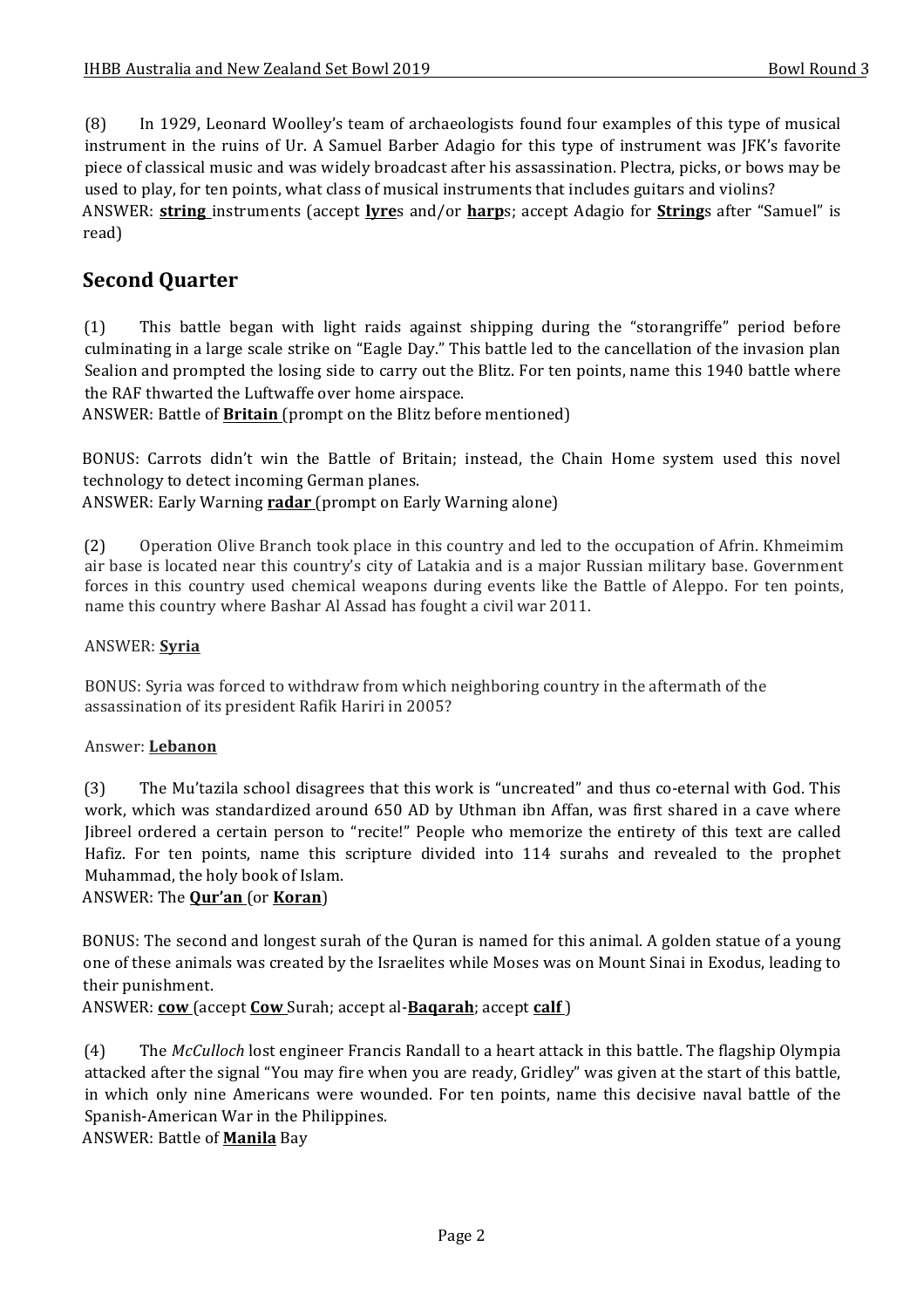(8) In 1929, Leonard Woolley's team of archaeologists found four examples of this type of musical instrument in the ruins of Ur. A Samuel Barber Adagio for this type of instrument was JFK's favorite piece of classical music and was widely broadcast after his assassination. Plectra, picks, or bows may be used to play, for ten points, what class of musical instruments that includes guitars and violins?
ANSWER: **string** instruments (accept **lyre**s and/or **harp**s; accept Adagio for **String**s after "Samuel" is read)

## Second Quarter

(1) This battle began with light raids against shipping during the "storangriffe" period before culminating in a large scale strike on "Eagle Day." This battle led to the cancellation of the invasion plan Sealion and prompted the losing side to carry out the Blitz. For ten points, name this 1940 battle where the RAF thwarted the Luftwaffe over home airspace.
ANSWER: Battle of **Britain** (prompt on the Blitz before mentioned)

BONUS: Carrots didn't win the Battle of Britain; instead, the Chain Home system used this novel technology to detect incoming German planes.
ANSWER: Early Warning **radar** (prompt on Early Warning alone)

(2) Operation Olive Branch took place in this country and led to the occupation of Afrin. Khmeimim air base is located near this country's city of Latakia and is a major Russian military base. Government forces in this country used chemical weapons during events like the Battle of Aleppo. For ten points, name this country where Bashar Al Assad has fought a civil war 2011.

ANSWER: **Syria**

BONUS: Syria was forced to withdraw from which neighboring country in the aftermath of the assassination of its president Rafik Hariri in 2005?

Answer: **Lebanon**

(3) The Mu'tazila school disagrees that this work is "uncreated" and thus co-eternal with God. This work, which was standardized around 650 AD by Uthman ibn Affan, was first shared in a cave where Jibreel ordered a certain person to "recite!" People who memorize the entirety of this text are called Hafiz. For ten points, name this scripture divided into 114 surahs and revealed to the prophet Muhammad, the holy book of Islam.
ANSWER: The **Qur'an** (or **Koran**)

BONUS: The second and longest surah of the Quran is named for this animal. A golden statue of a young one of these animals was created by the Israelites while Moses was on Mount Sinai in Exodus, leading to their punishment.
ANSWER: **cow** (accept **Cow** Surah; accept al-**Baqarah**; accept **calf**)

(4) The *McCulloch* lost engineer Francis Randall to a heart attack in this battle. The flagship Olympia attacked after the signal "You may fire when you are ready, Gridley" was given at the start of this battle, in which only nine Americans were wounded. For ten points, name this decisive naval battle of the Spanish-American War in the Philippines.
ANSWER: Battle of **Manila** Bay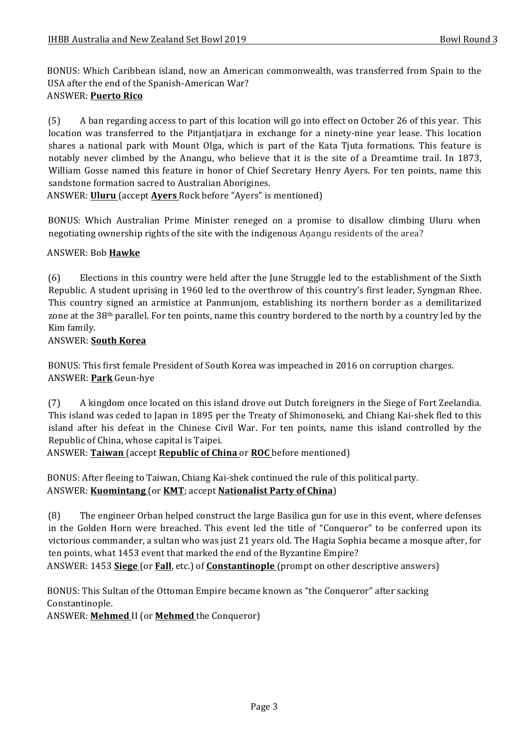BONUS: Which Caribbean island, now an American commonwealth, was transferred from Spain to the USA after the end of the Spanish-American War?
ANSWER: **Puerto Rico**

(5) A ban regarding access to part of this location will go into effect on October 26 of this year. This location was transferred to the Pitjantjatjara in exchange for a ninety-nine year lease. This location shares a national park with Mount Olga, which is part of the Kata Tjuta formations. This feature is notably never climbed by the Anangu, who believe that it is the site of a Dreamtime trail. In 1873, William Gosse named this feature in honor of Chief Secretary Henry Ayers. For ten points, name this sandstone formation sacred to Australian Aborigines.
ANSWER: **Uluru** (accept **Ayers** Rock before "Ayers" is mentioned)

BONUS: Which Australian Prime Minister reneged on a promise to disallow climbing Uluru when negotiating ownership rights of the site with the indigenous Aṉangu residents of the area?

ANSWER: Bob **Hawke**

(6) Elections in this country were held after the June Struggle led to the establishment of the Sixth Republic. A student uprising in 1960 led to the overthrow of this country's first leader, Syngman Rhee. This country signed an armistice at Panmunjom, establishing its northern border as a demilitarized zone at the 38th parallel. For ten points, name this country bordered to the north by a country led by the Kim family.
ANSWER: **South Korea**

BONUS: This first female President of South Korea was impeached in 2016 on corruption charges.
ANSWER: **Park** Geun-hye

(7) A kingdom once located on this island drove out Dutch foreigners in the Siege of Fort Zeelandia. This island was ceded to Japan in 1895 per the Treaty of Shimonoseki, and Chiang Kai-shek fled to this island after his defeat in the Chinese Civil War. For ten points, name this island controlled by the Republic of China, whose capital is Taipei.
ANSWER: **Taiwan** (accept **Republic of China** or **ROC** before mentioned)

BONUS: After fleeing to Taiwan, Chiang Kai-shek continued the rule of this political party.
ANSWER: **Kuomintang** (or **KMT**; accept **Nationalist Party of China**)

(8) The engineer Orban helped construct the large Basilica gun for use in this event, where defenses in the Golden Horn were breached. This event led the title of "Conqueror" to be conferred upon its victorious commander, a sultan who was just 21 years old. The Hagia Sophia became a mosque after, for ten points, what 1453 event that marked the end of the Byzantine Empire?
ANSWER: 1453 **Siege** (or **Fall**, etc.) of **Constantinople** (prompt on other descriptive answers)

BONUS: This Sultan of the Ottoman Empire became known as "the Conqueror" after sacking Constantinople.
ANSWER: **Mehmed** II (or **Mehmed** the Conqueror)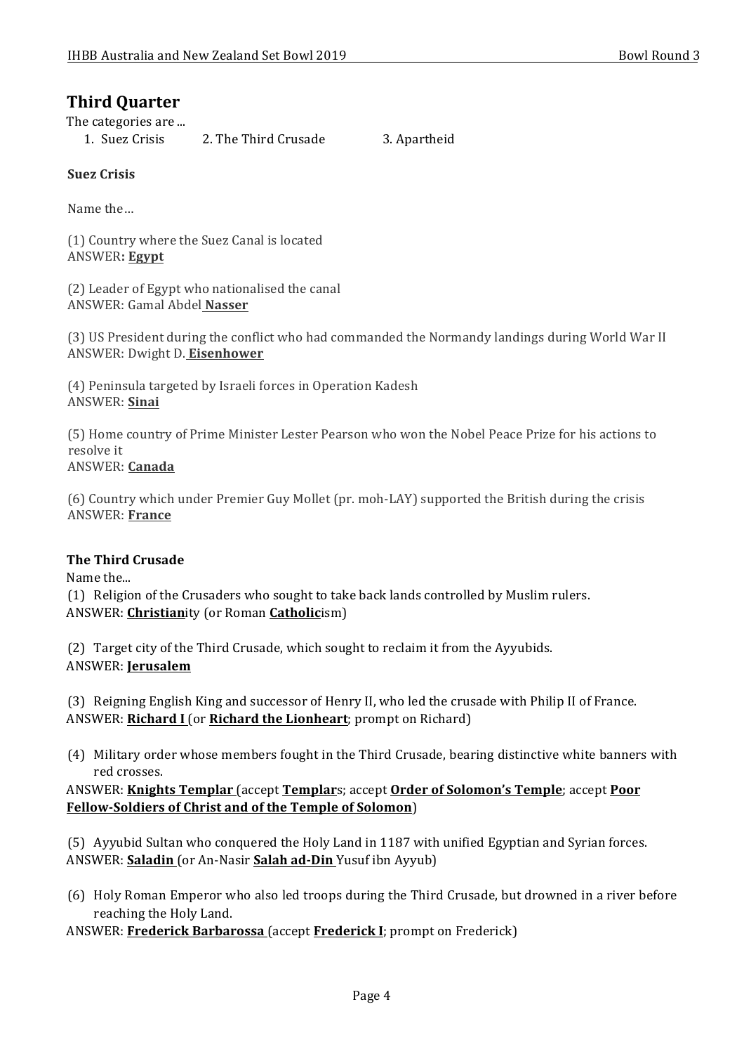## Third Quarter

The categories are ...

1. Suez Crisis 2. The Third Crusade 3. Apartheid

**Suez Crisis**

Name the…

(1) Country where the Suez Canal is located
ANSWER**: Egypt**

(2) Leader of Egypt who nationalised the canal
ANSWER: Gamal Abdel **Nasser**

(3) US President during the conflict who had commanded the Normandy landings during World War II
ANSWER: Dwight D. **Eisenhower**

(4) Peninsula targeted by Israeli forces in Operation Kadesh
ANSWER: **Sinai**

(5) Home country of Prime Minister Lester Pearson who won the Nobel Peace Prize for his actions to resolve it
ANSWER: **Canada**

(6) Country which under Premier Guy Mollet (pr. moh-LAY) supported the British during the crisis
ANSWER: **France**

**The Third Crusade**

Name the...

(1) Religion of the Crusaders who sought to take back lands controlled by Muslim rulers.
ANSWER: **Christian**ity (or Roman **Catholic**ism)

(2) Target city of the Third Crusade, which sought to reclaim it from the Ayyubids.
ANSWER: **Jerusalem**

(3) Reigning English King and successor of Henry II, who led the crusade with Philip II of France.
ANSWER: **Richard I** (or **Richard the Lionheart**; prompt on Richard)

(4) Military order whose members fought in the Third Crusade, bearing distinctive white banners with red crosses.
ANSWER: **Knights Templar** (accept **Templar**s; accept **Order of Solomon's Temple**; accept **Poor Fellow-Soldiers of Christ and of the Temple of Solomon**)

(5) Ayyubid Sultan who conquered the Holy Land in 1187 with unified Egyptian and Syrian forces.
ANSWER: **Saladin** (or An-Nasir **Salah ad-Din** Yusuf ibn Ayyub)

(6) Holy Roman Emperor who also led troops during the Third Crusade, but drowned in a river before reaching the Holy Land.
ANSWER: **Frederick Barbarossa** (accept **Frederick I**; prompt on Frederick)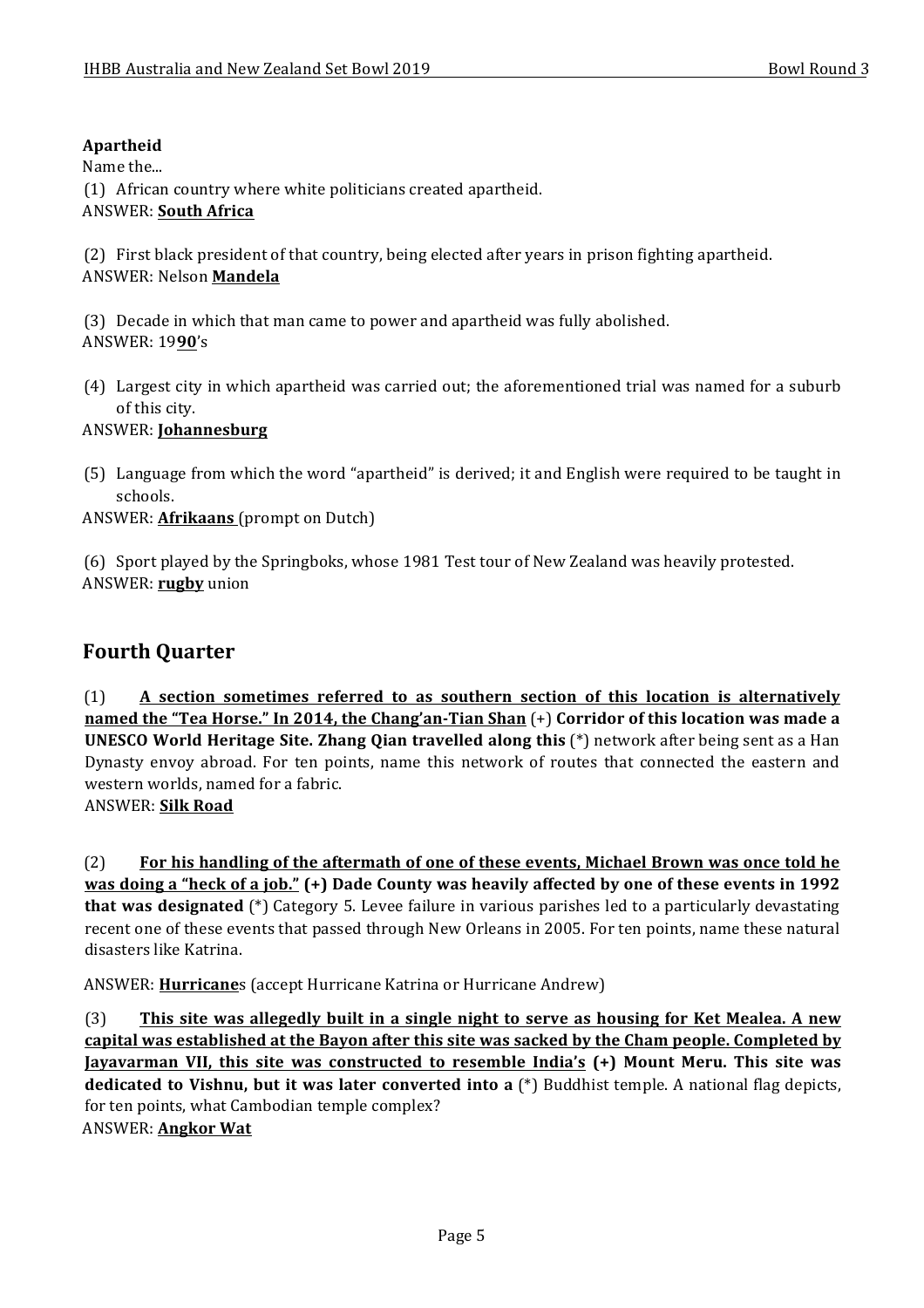**Apartheid**

Name the...

(1) African country where white politicians created apartheid.
ANSWER: **South Africa**

(2) First black president of that country, being elected after years in prison fighting apartheid.
ANSWER: Nelson **Mandela**

(3) Decade in which that man came to power and apartheid was fully abolished.
ANSWER: 19**90**'s

(4) Largest city in which apartheid was carried out; the aforementioned trial was named for a suburb of this city.
ANSWER: **Johannesburg**

(5) Language from which the word "apartheid" is derived; it and English were required to be taught in schools.
ANSWER: **Afrikaans** (prompt on Dutch)

(6) Sport played by the Springboks, whose 1981 Test tour of New Zealand was heavily protested.
ANSWER: **rugby** union

## Fourth Quarter

(1) **A section sometimes referred to as southern section of this location is alternatively named the "Tea Horse." In 2014, the Chang'an-Tian Shan (+) Corridor of this location was made a UNESCO World Heritage Site. Zhang Qian travelled along this** (*) network after being sent as a Han Dynasty envoy abroad. For ten points, name this network of routes that connected the eastern and western worlds, named for a fabric.
ANSWER: **Silk Road**

(2) **For his handling of the aftermath of one of these events, Michael Brown was once told he was doing a "heck of a job." (+) Dade County was heavily affected by one of these events in 1992 that was designated** (*) Category 5. Levee failure in various parishes led to a particularly devastating recent one of these events that passed through New Orleans in 2005. For ten points, name these natural disasters like Katrina.

ANSWER: **Hurricane**s (accept Hurricane Katrina or Hurricane Andrew)

(3) **This site was allegedly built in a single night to serve as housing for Ket Mealea. A new capital was established at the Bayon after this site was sacked by the Cham people. Completed by Jayavarman VII, this site was constructed to resemble India's (+) Mount Meru. This site was dedicated to Vishnu, but it was later converted into a** (*) Buddhist temple. A national flag depicts, for ten points, what Cambodian temple complex?
ANSWER: **Angkor Wat**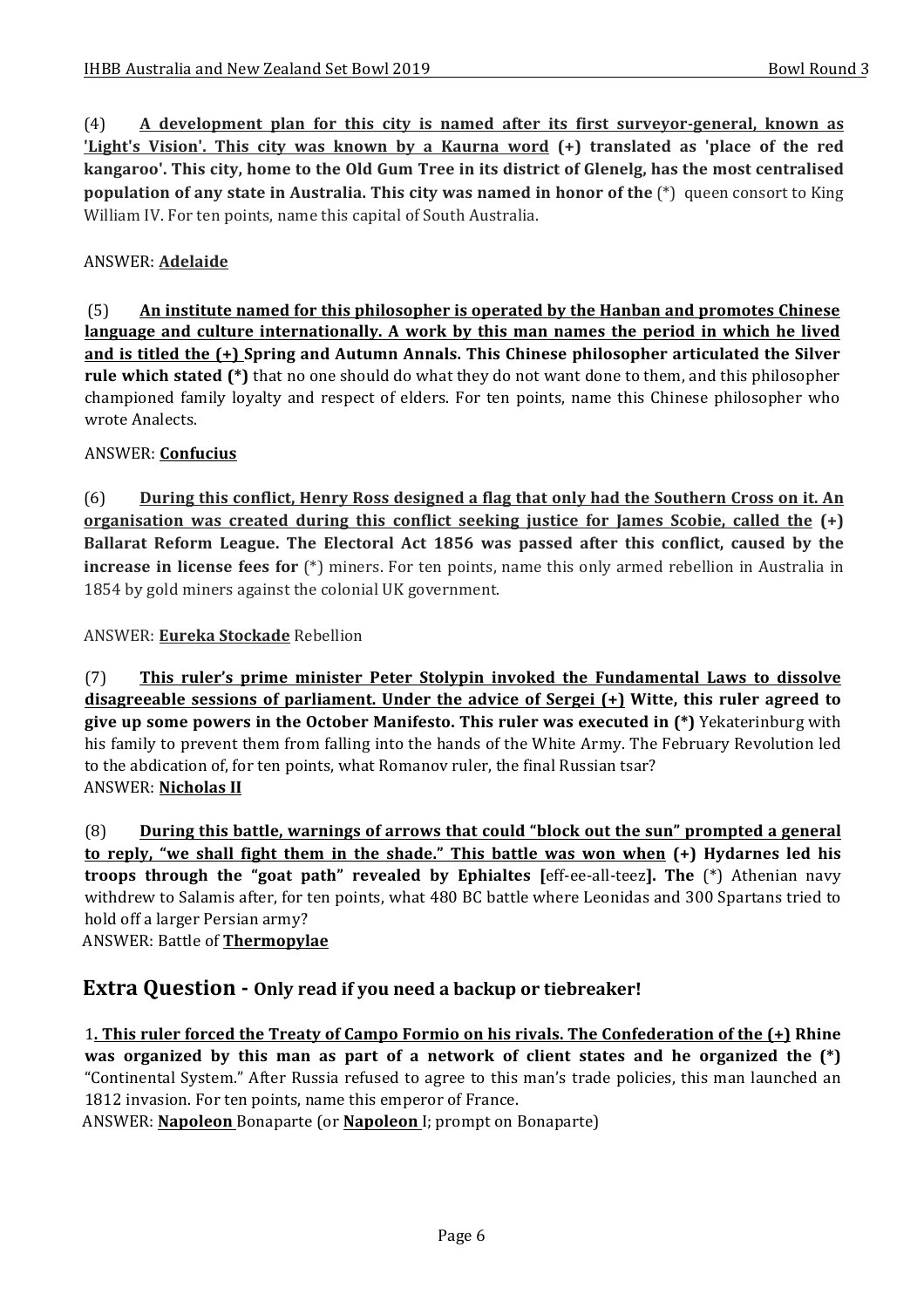(4) **A development plan for this city is named after its first surveyor-general, known as 'Light's Vision'. This city was known by a Kaurna word (+) translated as 'place of the red kangaroo'. This city, home to the Old Gum Tree in its district of Glenelg, has the most centralised population of any state in Australia. This city was named in honor of the** (*) queen consort to King William IV. For ten points, name this capital of South Australia.

ANSWER: **Adelaide**

(5) **An institute named for this philosopher is operated by the Hanban and promotes Chinese language and culture internationally. A work by this man names the period in which he lived and is titled the (+) Spring and Autumn Annals. This Chinese philosopher articulated the Silver rule which stated (*)** that no one should do what they do not want done to them, and this philosopher championed family loyalty and respect of elders. For ten points, name this Chinese philosopher who wrote Analects.

ANSWER: **Confucius**

(6) **During this conflict, Henry Ross designed a flag that only had the Southern Cross on it. An organisation was created during this conflict seeking justice for James Scobie, called the (+) Ballarat Reform League. The Electoral Act 1856 was passed after this conflict, caused by the increase in license fees for** (*) miners. For ten points, name this only armed rebellion in Australia in 1854 by gold miners against the colonial UK government.

ANSWER: **Eureka Stockade** Rebellion

(7) **This ruler's prime minister Peter Stolypin invoked the Fundamental Laws to dissolve disagreeable sessions of parliament. Under the advice of Sergei (+) Witte, this ruler agreed to give up some powers in the October Manifesto. This ruler was executed in (*)** Yekaterinburg with his family to prevent them from falling into the hands of the White Army. The February Revolution led to the abdication of, for ten points, what Romanov ruler, the final Russian tsar?

ANSWER: **Nicholas II**

(8) **During this battle, warnings of arrows that could "block out the sun" prompted a general to reply, "we shall fight them in the shade." This battle was won when (+) Hydarnes led his troops through the "goat path" revealed by Ephialtes [**eff-ee-all-teez**]. The** (*) Athenian navy withdrew to Salamis after, for ten points, what 480 BC battle where Leonidas and 300 Spartans tried to hold off a larger Persian army?

ANSWER: Battle of **Thermopylae**

## Extra Question - Only read if you need a backup or tiebreaker!

1**. This ruler forced the Treaty of Campo Formio on his rivals. The Confederation of the (+) Rhine was organized by this man as part of a network of client states and he organized the (*)** "Continental System." After Russia refused to agree to this man's trade policies, this man launched an 1812 invasion. For ten points, name this emperor of France.

ANSWER: **Napoleon** Bonaparte (or **Napoleon** I; prompt on Bonaparte)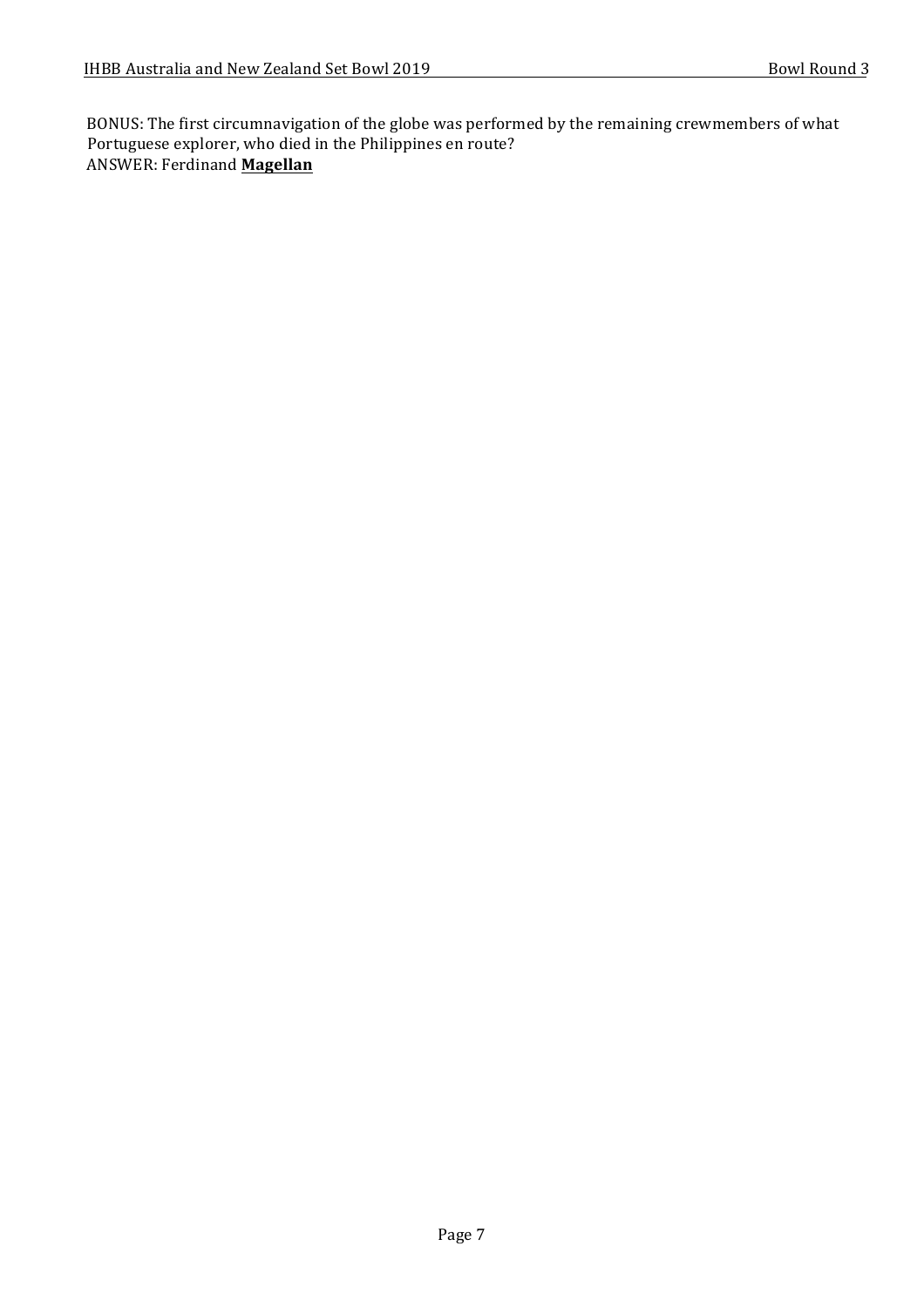BONUS: The first circumnavigation of the globe was performed by the remaining crewmembers of what Portuguese explorer, who died in the Philippines en route?
ANSWER: Ferdinand **Magellan**